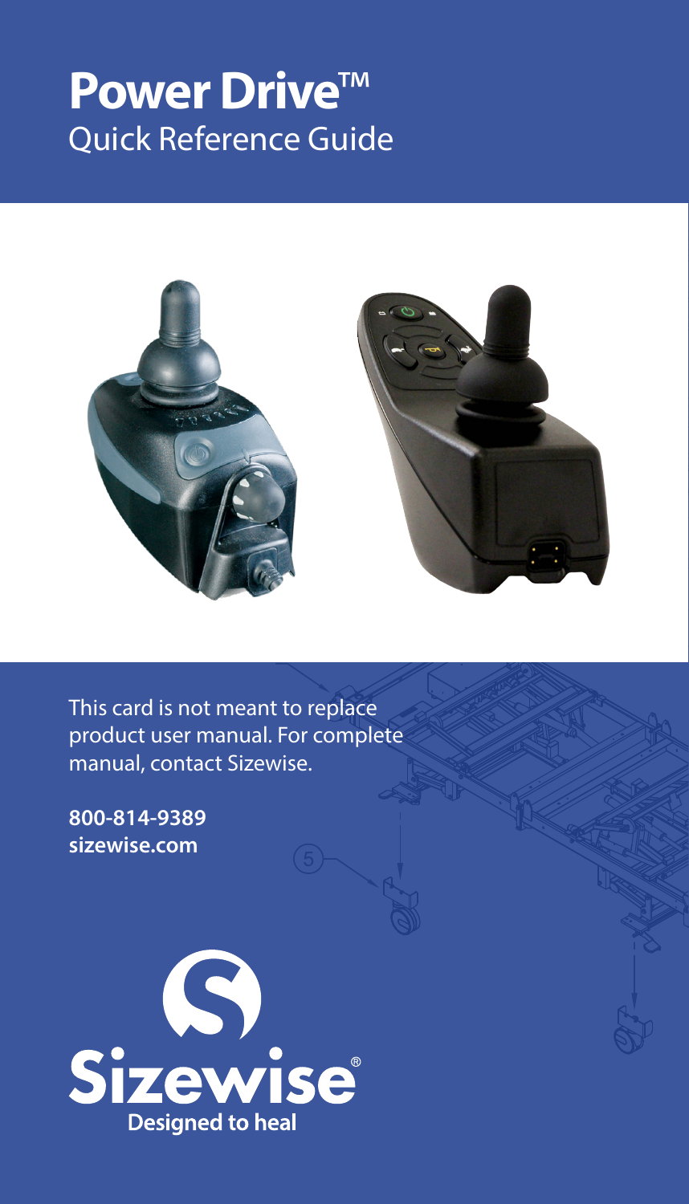# Power Drive™

## Quick Reference Guide

This card is not meant to replace product user manual. For complete manual, contact Sizewise.

**800-814-9389**
**sizewise.com**

Sizewise®

**Designed to heal**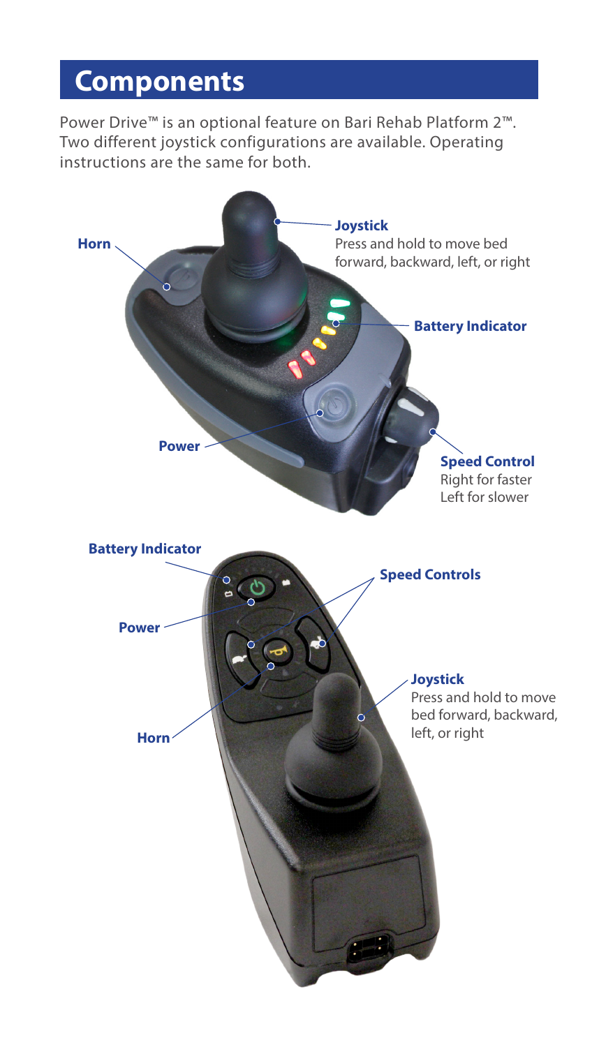# Components

Power Drive™ is an optional feature on Bari Rehab Platform 2™. Two different joystick configurations are available. Operating instructions are the same for both.

**Joystick**
Press and hold to move bed forward, backward, left, or right

**Horn**

**Battery Indicator**

**Power**

**Speed Control**
Right for faster
Left for slower

**Battery Indicator**

**Speed Controls**

**Power**

**Joystick**
Press and hold to move bed forward, backward, left, or right

**Horn**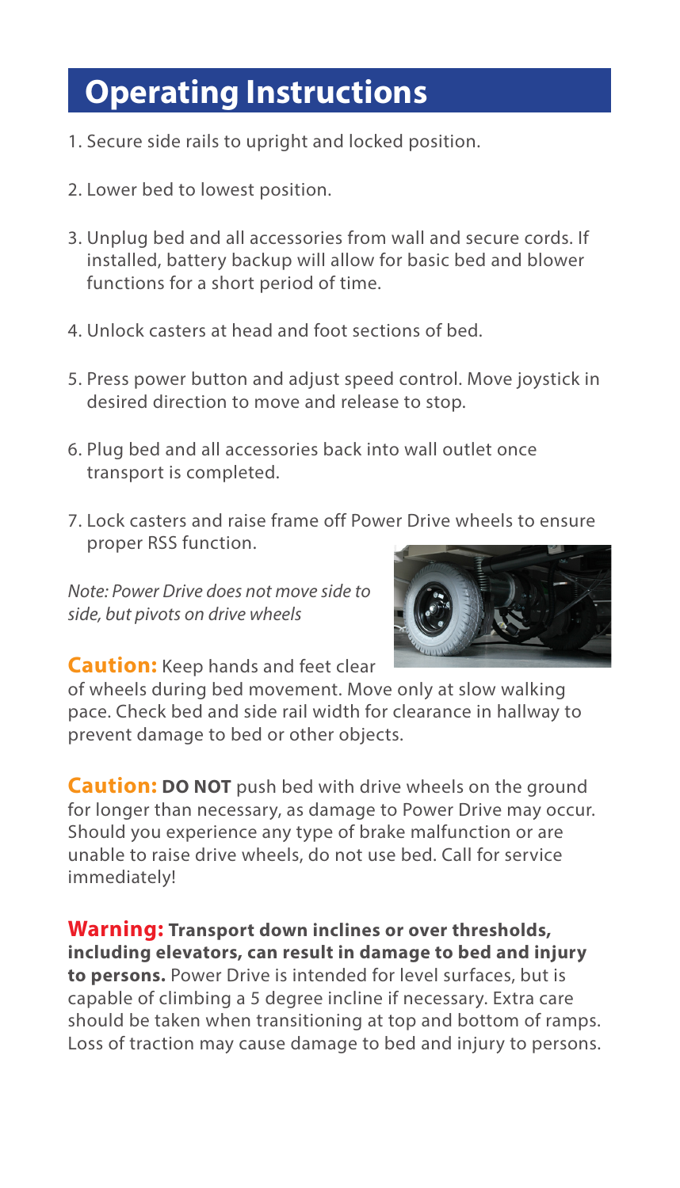# Operating Instructions

1. Secure side rails to upright and locked position.
2. Lower bed to lowest position.
3. Unplug bed and all accessories from wall and secure cords. If installed, battery backup will allow for basic bed and blower functions for a short period of time.
4. Unlock casters at head and foot sections of bed.
5. Press power button and adjust speed control. Move joystick in desired direction to move and release to stop.
6. Plug bed and all accessories back into wall outlet once transport is completed.
7. Lock casters and raise frame off Power Drive wheels to ensure proper RSS function.

*Note: Power Drive does not move side to side, but pivots on drive wheels*

**Caution:** Keep hands and feet clear of wheels during bed movement. Move only at slow walking pace. Check bed and side rail width for clearance in hallway to prevent damage to bed or other objects.

**Caution:** **DO NOT** push bed with drive wheels on the ground for longer than necessary, as damage to Power Drive may occur. Should you experience any type of brake malfunction or are unable to raise drive wheels, do not use bed. Call for service immediately!

**Warning:** **Transport down inclines or over thresholds, including elevators, can result in damage to bed and injury to persons.** Power Drive is intended for level surfaces, but is capable of climbing a 5 degree incline if necessary. Extra care should be taken when transitioning at top and bottom of ramps. Loss of traction may cause damage to bed and injury to persons.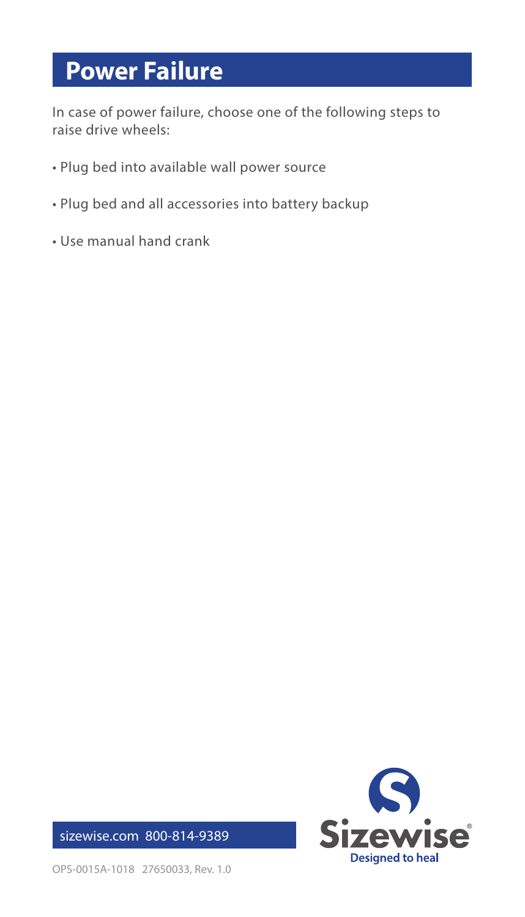# Power Failure

In case of power failure, choose one of the following steps to raise drive wheels:

- Plug bed into available wall power source
- Plug bed and all accessories into battery backup
- Use manual hand crank

sizewise.com 800-814-9389

Sizewise®
Designed to heal

OPS-0015A-1018 27650033, Rev. 1.0